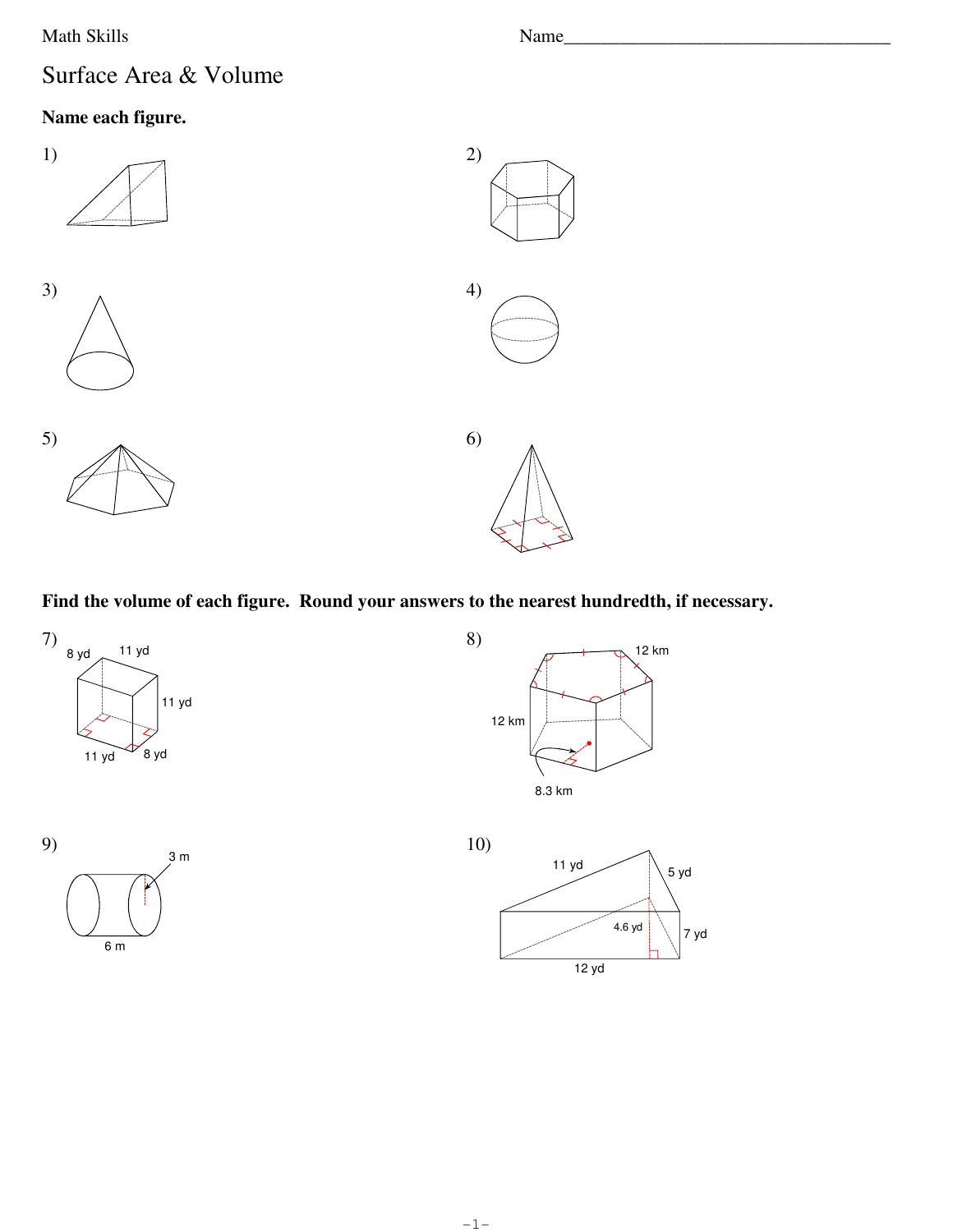Math Skills

Name_________________________________

# Surface Area & Volume

**Name each figure.**

1)

2)

3)

4)

5)

6)

**Find the volume of each figure. Round your answers to the nearest hundredth, if necessary.**

7) 8 yd, 11 yd, 11 yd, 11 yd, 8 yd

8) 12 km, 12 km, 8.3 km

9) 3 m, 6 m

10) 11 yd, 5 yd, 4.6 yd, 7 yd, 12 yd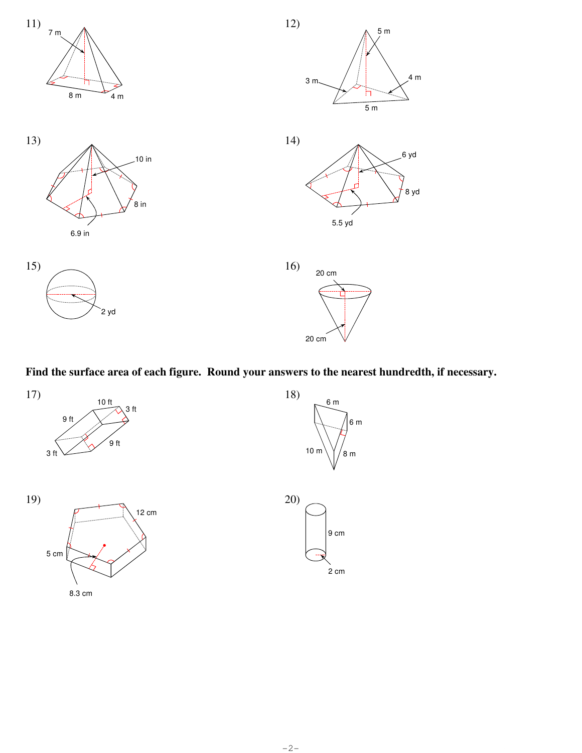11)

7 m

8 m

4 m

12)

5 m

3 m

4 m

5 m

13)

10 in

8 in

6.9 in

14)

6 yd

8 yd

5.5 yd

15)

2 yd

16)

20 cm

20 cm

**Find the surface area of each figure. Round your answers to the nearest hundredth, if necessary.**

17)

10 ft

3 ft

9 ft

9 ft

3 ft

18)

6 m

6 m

10 m

8 m

19)

12 cm

5 cm

8.3 cm

20)

9 cm

2 cm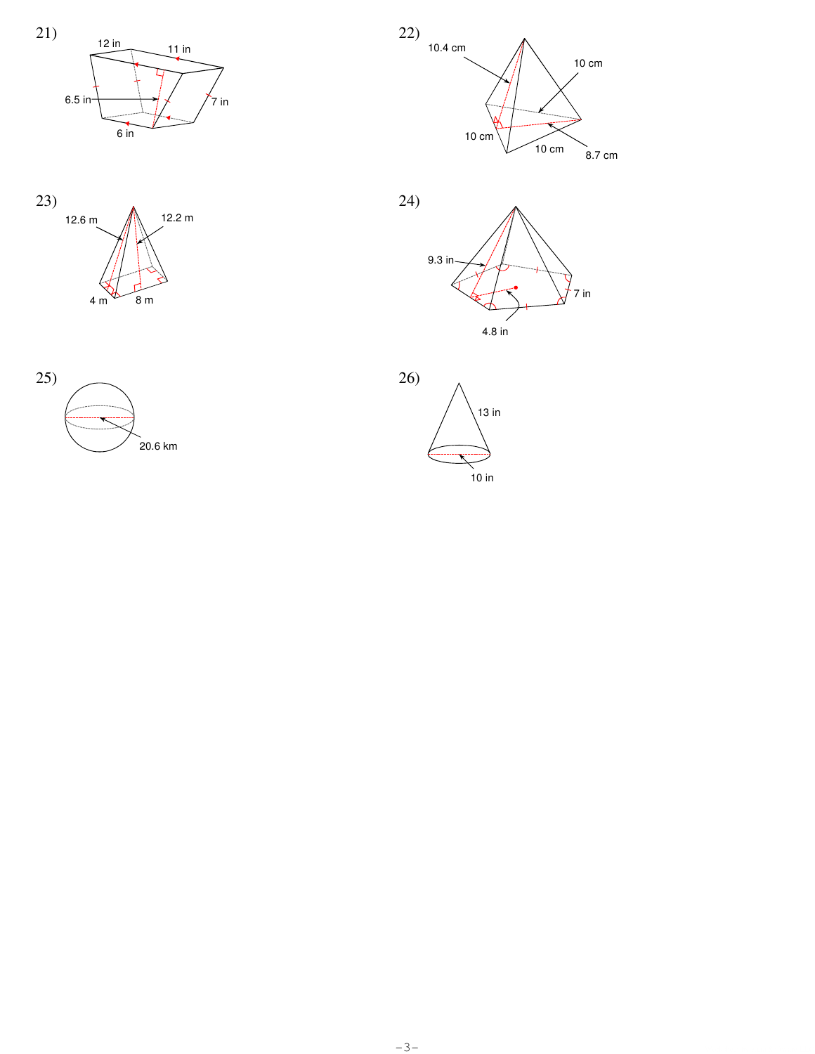21)

12 in

11 in

6.5 in

7 in

6 in

22)

10.4 cm

10 cm

10 cm

10 cm

8.7 cm

23)

12.6 m

12.2 m

4 m

8 m

24)

9.3 in

7 in

4.8 in

25)

20.6 km

26)

13 in

10 in